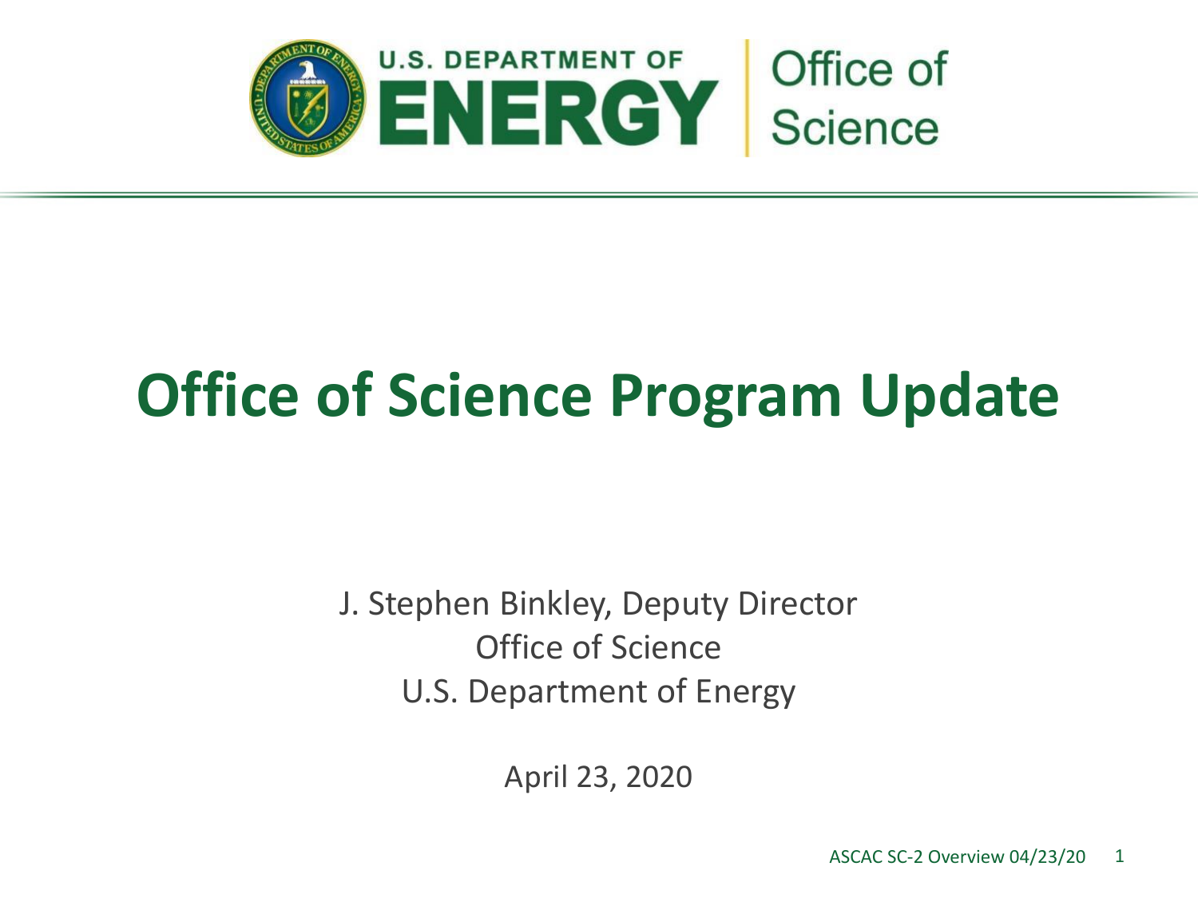U.S. DEPARTMENT OF ENERGY | Office of Science

# Office of Science Program Update

J. Stephen Binkley, Deputy Director
Office of Science
U.S. Department of Energy

April 23, 2020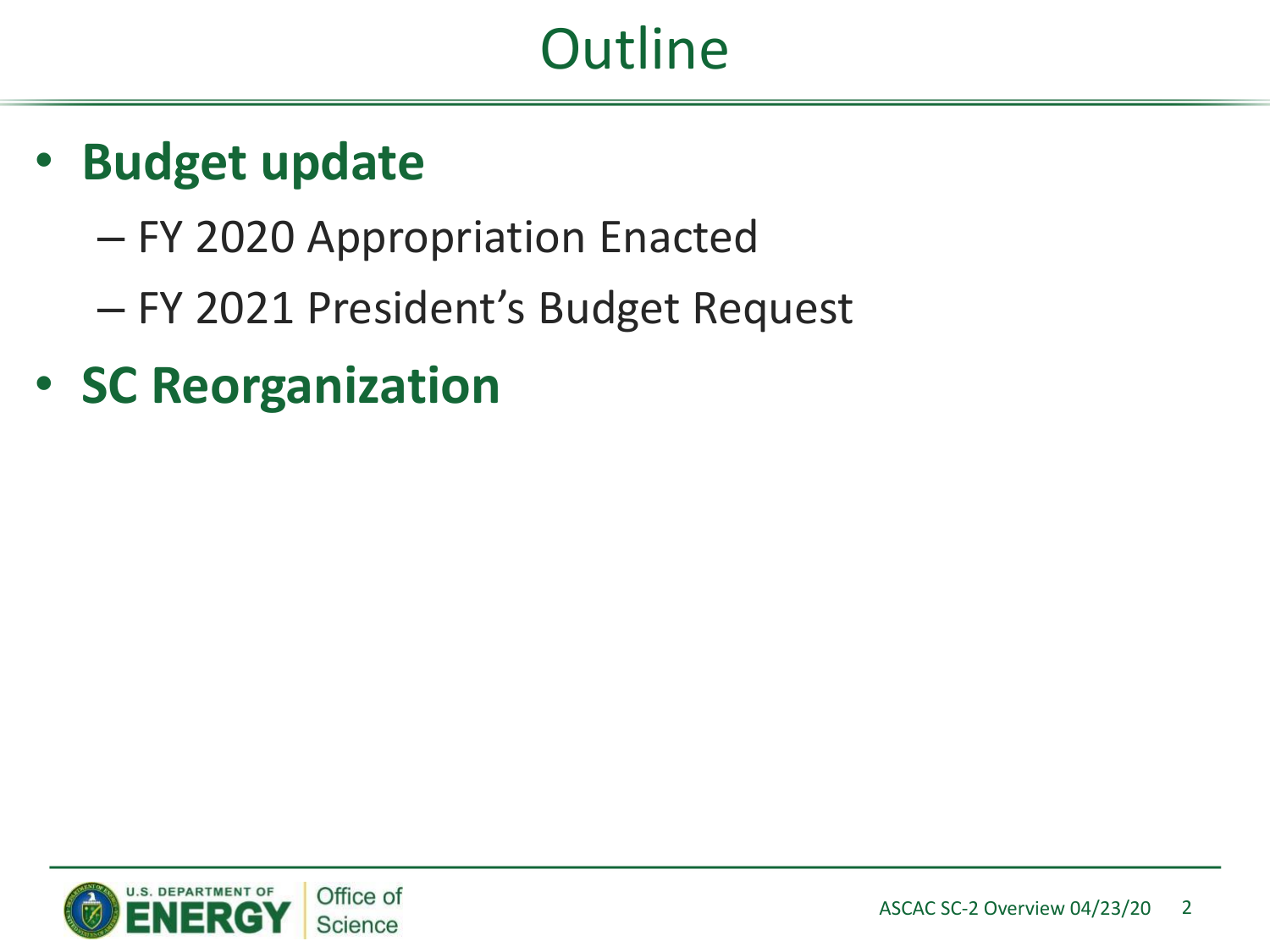# Outline

- **Budget update**
  - FY 2020 Appropriation Enacted
  - FY 2021 President's Budget Request
- **SC Reorganization**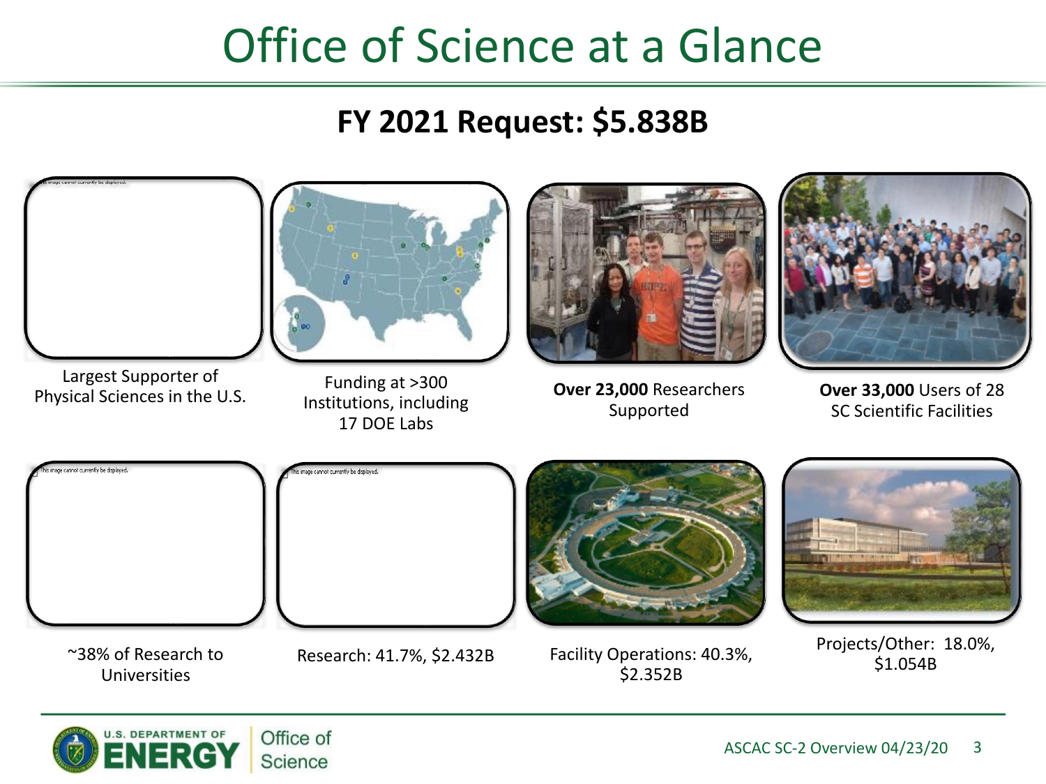# Office of Science at a Glance

## FY 2021 Request: $5.838B

Largest Supporter of Physical Sciences in the U.S.

Funding at >300 Institutions, including 17 DOE Labs

**Over 23,000** Researchers Supported

**Over 33,000** Users of 28 SC Scientific Facilities

~38% of Research to Universities

Research: 41.7%, $2.432B

Facility Operations: 40.3%, $2.352B

Projects/Other: 18.0%, $1.054B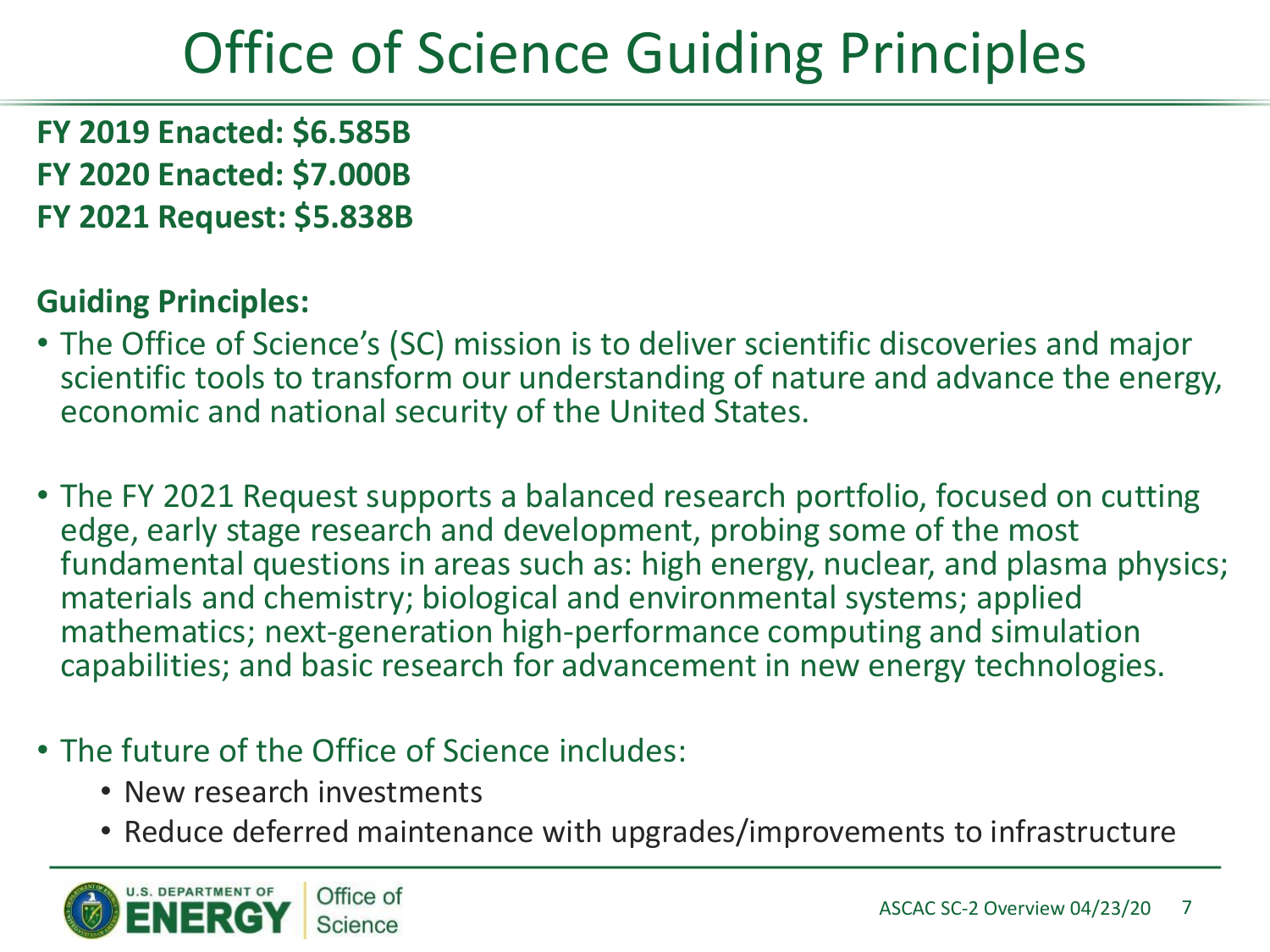# Office of Science Guiding Principles

**FY 2019 Enacted: $6.585B**
**FY 2020 Enacted: $7.000B**
**FY 2021 Request: $5.838B**

**Guiding Principles:**

- The Office of Science's (SC) mission is to deliver scientific discoveries and major scientific tools to transform our understanding of nature and advance the energy, economic and national security of the United States.

- The FY 2021 Request supports a balanced research portfolio, focused on cutting edge, early stage research and development, probing some of the most fundamental questions in areas such as: high energy, nuclear, and plasma physics; materials and chemistry; biological and environmental systems; applied mathematics; next-generation high-performance computing and simulation capabilities; and basic research for advancement in new energy technologies.

- The future of the Office of Science includes:
  - New research investments
  - Reduce deferred maintenance with upgrades/improvements to infrastructure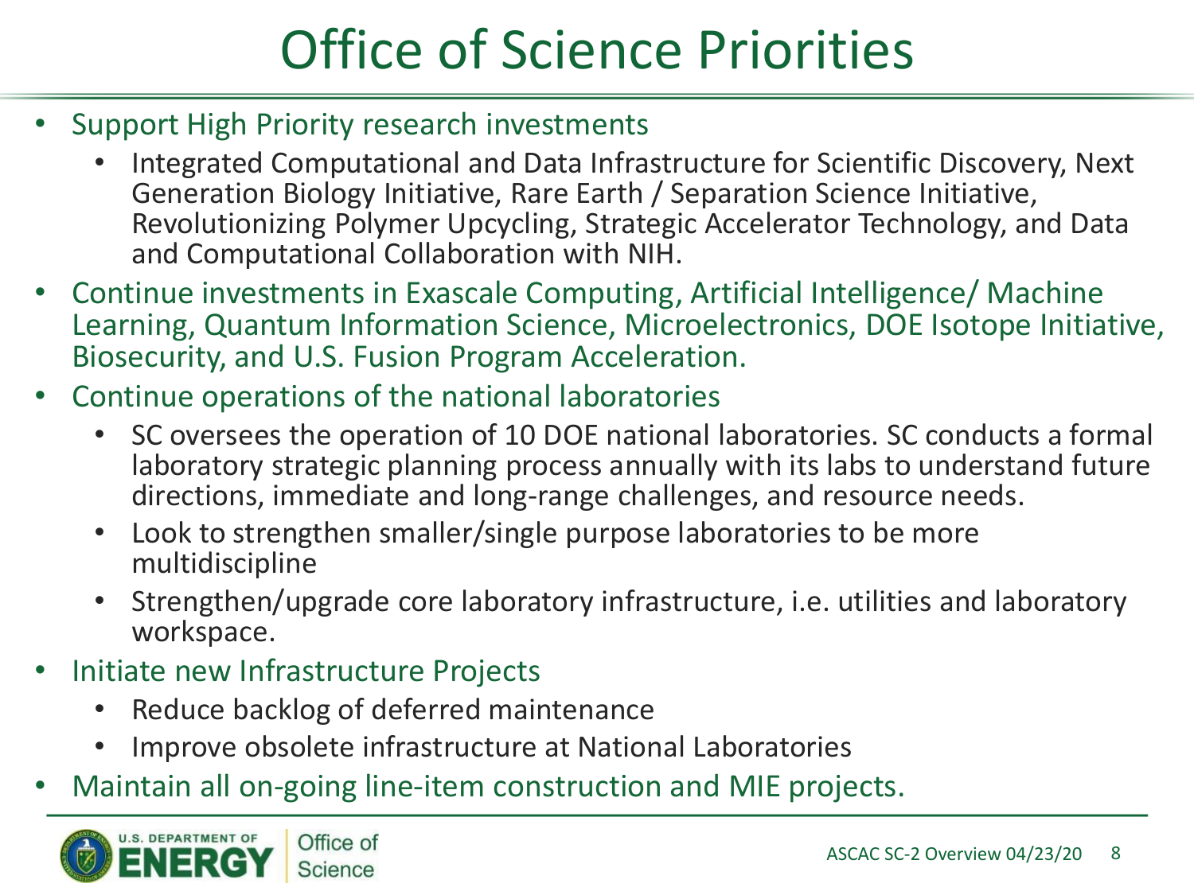# Office of Science Priorities

- Support High Priority research investments
  - Integrated Computational and Data Infrastructure for Scientific Discovery, Next Generation Biology Initiative, Rare Earth / Separation Science Initiative, Revolutionizing Polymer Upcycling, Strategic Accelerator Technology, and Data and Computational Collaboration with NIH.
- Continue investments in Exascale Computing, Artificial Intelligence/ Machine Learning, Quantum Information Science, Microelectronics, DOE Isotope Initiative, Biosecurity, and U.S. Fusion Program Acceleration.
- Continue operations of the national laboratories
  - SC oversees the operation of 10 DOE national laboratories. SC conducts a formal laboratory strategic planning process annually with its labs to understand future directions, immediate and long-range challenges, and resource needs.
  - Look to strengthen smaller/single purpose laboratories to be more multidiscipline
  - Strengthen/upgrade core laboratory infrastructure, i.e. utilities and laboratory workspace.
- Initiate new Infrastructure Projects
  - Reduce backlog of deferred maintenance
  - Improve obsolete infrastructure at National Laboratories
- Maintain all on-going line-item construction and MIE projects.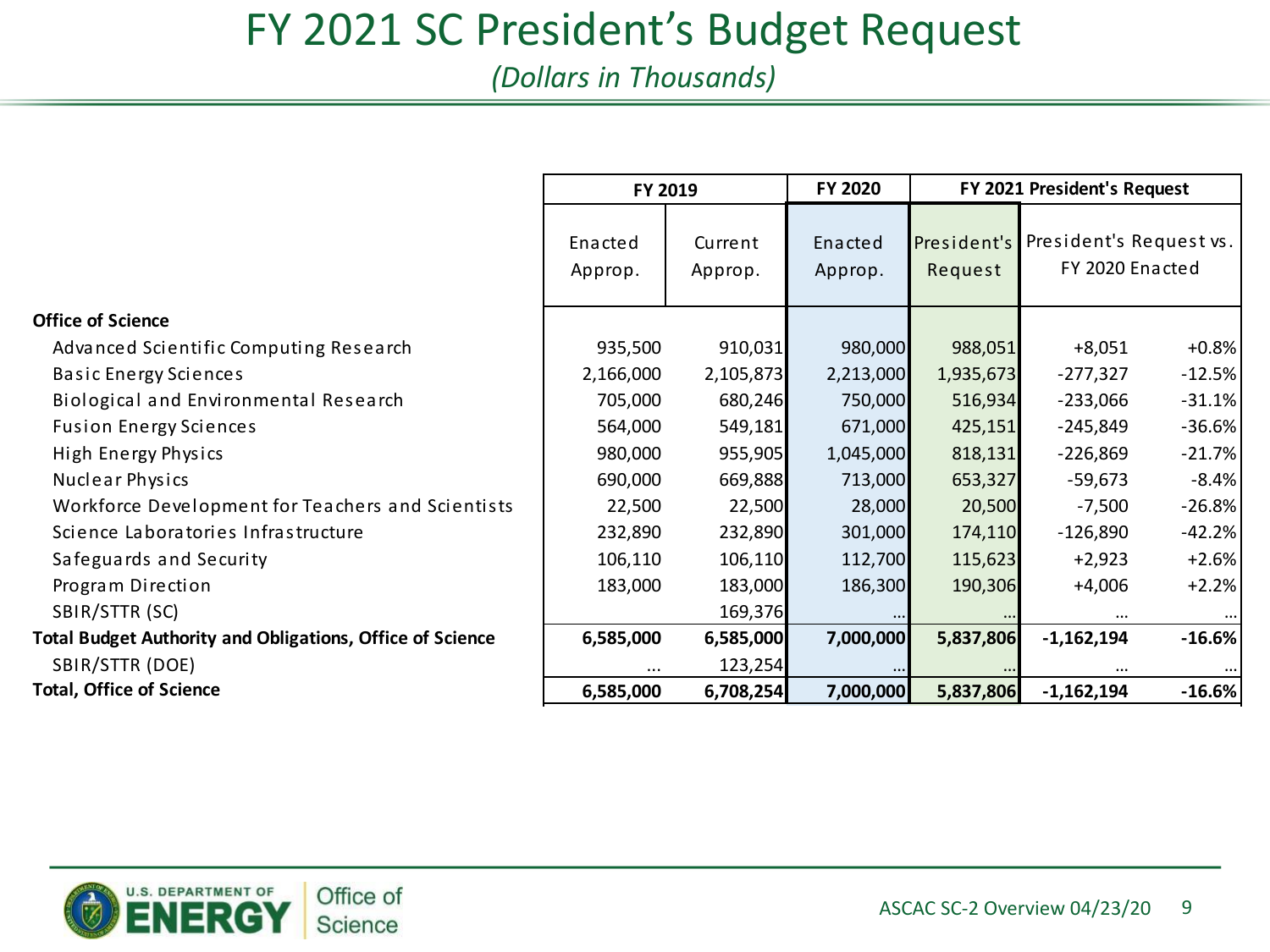# FY 2021 SC President's Budget Request

*(Dollars in Thousands)*

| | FY 2019 | | FY 2020 | FY 2021 President's Request | | |
|---|---|---|---|---|---|---|
| | Enacted Approp. | Current Approp. | Enacted Approp. | President's Request | President's Request vs. FY 2020 Enacted | |
| **Office of Science** | | | | | | |
| Advanced Scientific Computing Research | 935,500 | 910,031 | 980,000 | 988,051 | +8,051 | +0.8% |
| Basic Energy Sciences | 2,166,000 | 2,105,873 | 2,213,000 | 1,935,673 | -277,327 | -12.5% |
| Biological and Environmental Research | 705,000 | 680,246 | 750,000 | 516,934 | -233,066 | -31.1% |
| Fusion Energy Sciences | 564,000 | 549,181 | 671,000 | 425,151 | -245,849 | -36.6% |
| High Energy Physics | 980,000 | 955,905 | 1,045,000 | 818,131 | -226,869 | -21.7% |
| Nuclear Physics | 690,000 | 669,888 | 713,000 | 653,327 | -59,673 | -8.4% |
| Workforce Development for Teachers and Scientists | 22,500 | 22,500 | 28,000 | 20,500 | -7,500 | -26.8% |
| Science Laboratories Infrastructure | 232,890 | 232,890 | 301,000 | 174,110 | -126,890 | -42.2% |
| Safeguards and Security | 106,110 | 106,110 | 112,700 | 115,623 | +2,923 | +2.6% |
| Program Direction | 183,000 | 183,000 | 186,300 | 190,306 | +4,006 | +2.2% |
| SBIR/STTR (SC) | | 169,376 | ... | ... | ... | ... |
| **Total Budget Authority and Obligations, Office of Science** | **6,585,000** | **6,585,000** | **7,000,000** | **5,837,806** | **-1,162,194** | **-16.6%** |
| SBIR/STTR (DOE) | ... | 123,254 | ... | ... | ... | ... |
| **Total, Office of Science** | **6,585,000** | **6,708,254** | **7,000,000** | **5,837,806** | **-1,162,194** | **-16.6%** |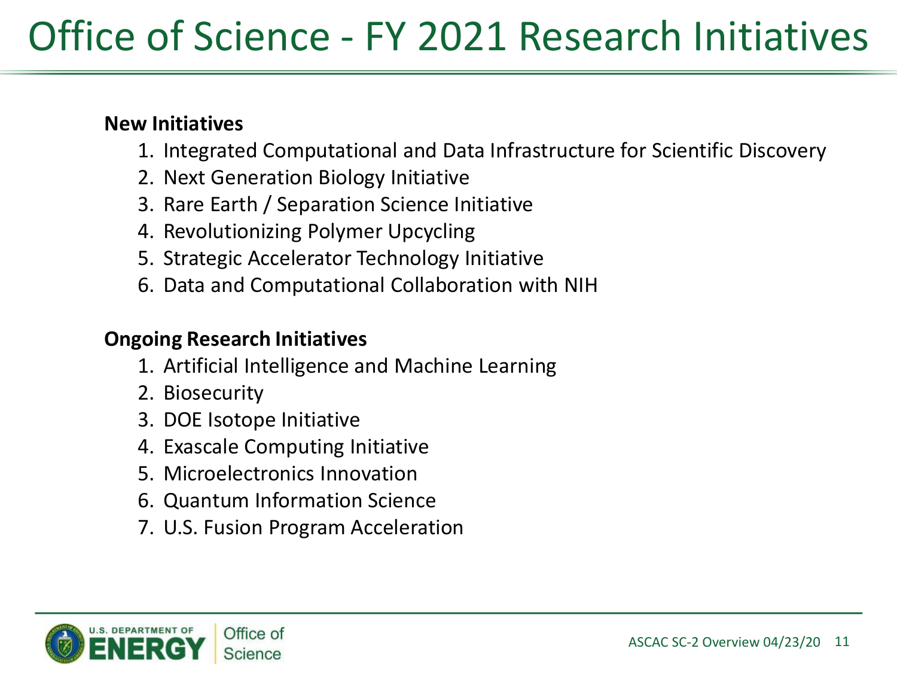# Office of Science - FY 2021 Research Initiatives

**New Initiatives**

1. Integrated Computational and Data Infrastructure for Scientific Discovery
2. Next Generation Biology Initiative
3. Rare Earth / Separation Science Initiative
4. Revolutionizing Polymer Upcycling
5. Strategic Accelerator Technology Initiative
6. Data and Computational Collaboration with NIH

**Ongoing Research Initiatives**

1. Artificial Intelligence and Machine Learning
2. Biosecurity
3. DOE Isotope Initiative
4. Exascale Computing Initiative
5. Microelectronics Innovation
6. Quantum Information Science
7. U.S. Fusion Program Acceleration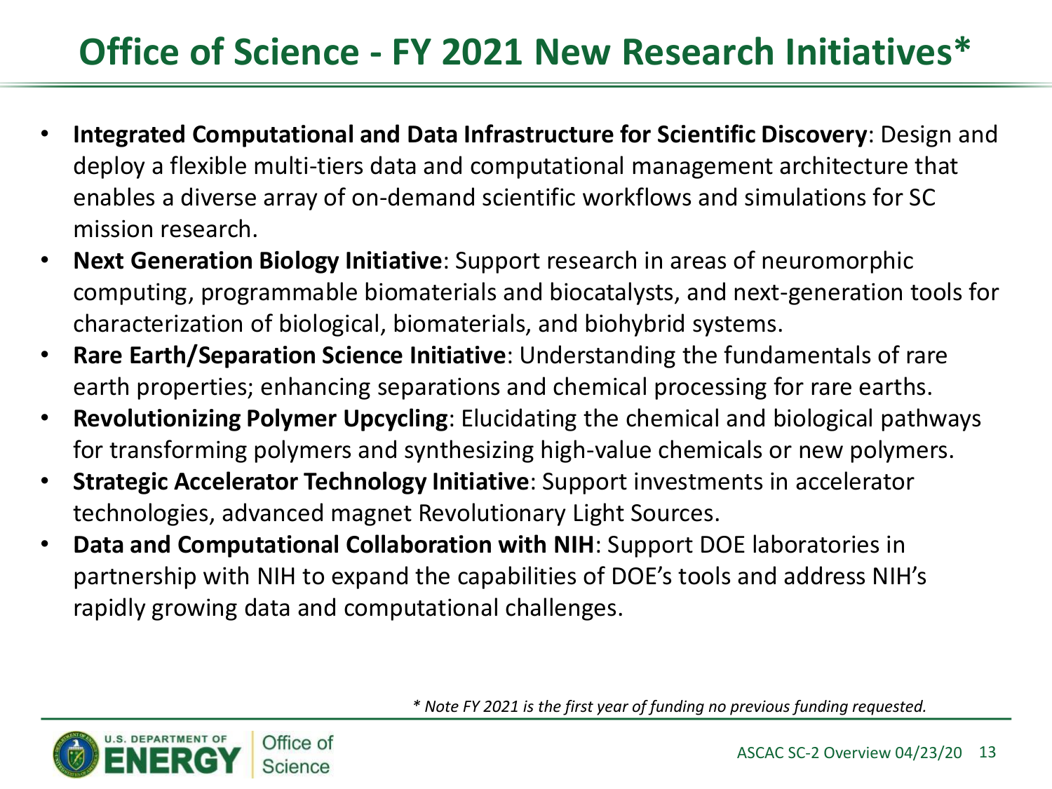# Office of Science - FY 2021 New Research Initiatives*

- **Integrated Computational and Data Infrastructure for Scientific Discovery**: Design and deploy a flexible multi-tiers data and computational management architecture that enables a diverse array of on-demand scientific workflows and simulations for SC mission research.
- **Next Generation Biology Initiative**: Support research in areas of neuromorphic computing, programmable biomaterials and biocatalysts, and next-generation tools for characterization of biological, biomaterials, and biohybrid systems.
- **Rare Earth/Separation Science Initiative**: Understanding the fundamentals of rare earth properties; enhancing separations and chemical processing for rare earths.
- **Revolutionizing Polymer Upcycling**: Elucidating the chemical and biological pathways for transforming polymers and synthesizing high-value chemicals or new polymers.
- **Strategic Accelerator Technology Initiative**: Support investments in accelerator technologies, advanced magnet Revolutionary Light Sources.
- **Data and Computational Collaboration with NIH**: Support DOE laboratories in partnership with NIH to expand the capabilities of DOE's tools and address NIH's rapidly growing data and computational challenges.

*\* Note FY 2021 is the first year of funding no previous funding requested.*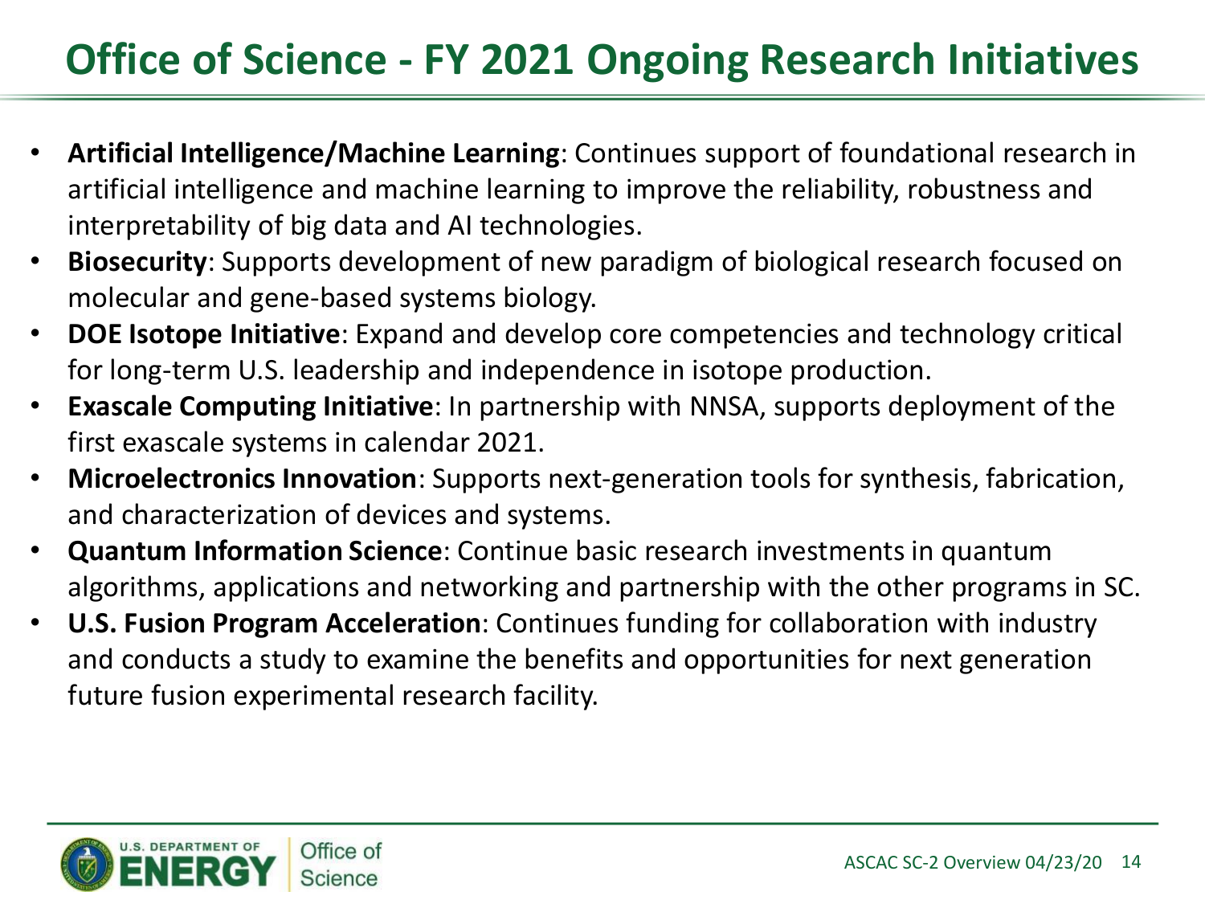# Office of Science - FY 2021 Ongoing Research Initiatives

- **Artificial Intelligence/Machine Learning**: Continues support of foundational research in artificial intelligence and machine learning to improve the reliability, robustness and interpretability of big data and AI technologies.
- **Biosecurity**: Supports development of new paradigm of biological research focused on molecular and gene-based systems biology.
- **DOE Isotope Initiative**: Expand and develop core competencies and technology critical for long-term U.S. leadership and independence in isotope production.
- **Exascale Computing Initiative**: In partnership with NNSA, supports deployment of the first exascale systems in calendar 2021.
- **Microelectronics Innovation**: Supports next-generation tools for synthesis, fabrication, and characterization of devices and systems.
- **Quantum Information Science**: Continue basic research investments in quantum algorithms, applications and networking and partnership with the other programs in SC.
- **U.S. Fusion Program Acceleration**: Continues funding for collaboration with industry and conducts a study to examine the benefits and opportunities for next generation future fusion experimental research facility.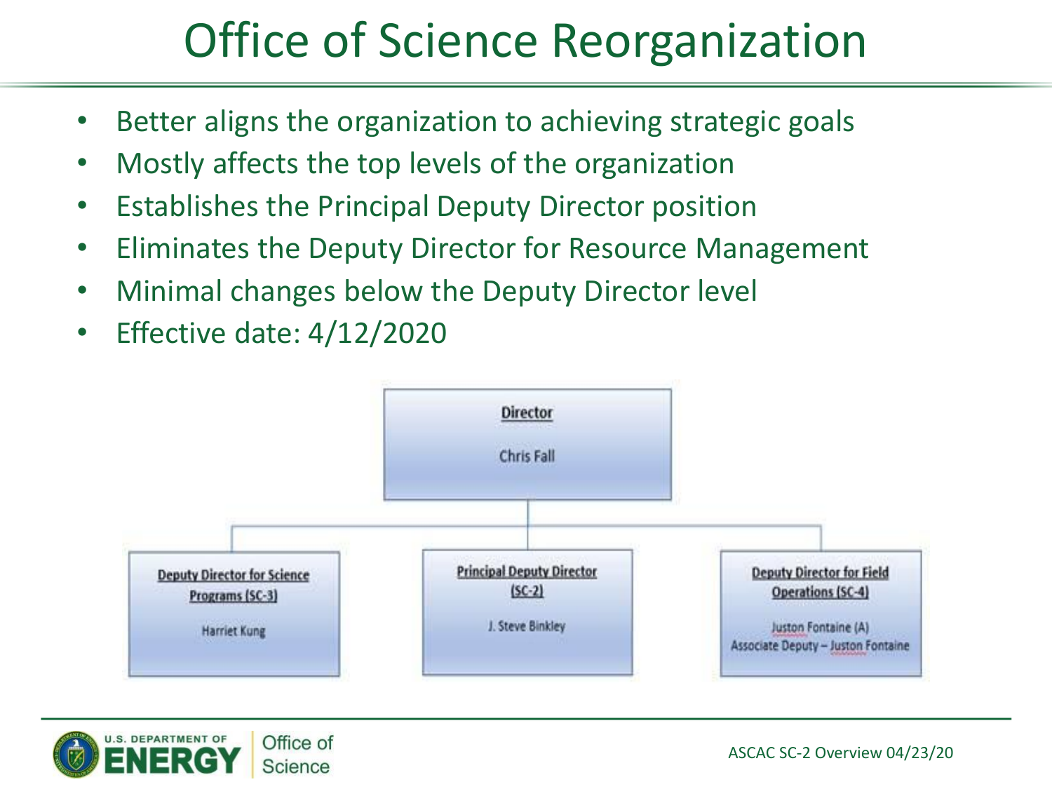# Office of Science Reorganization

- Better aligns the organization to achieving strategic goals
- Mostly affects the top levels of the organization
- Establishes the Principal Deputy Director position
- Eliminates the Deputy Director for Resource Management
- Minimal changes below the Deputy Director level
- Effective date: 4/12/2020

**Director**

Chris Fall

**Deputy Director for Science Programs (SC-3)**

Harriet Kung

**Principal Deputy Director (SC-2)**

J. Steve Binkley

**Deputy Director for Field Operations (SC-4)**

Juston Fontaine (A)
Associate Deputy – Juston Fontaine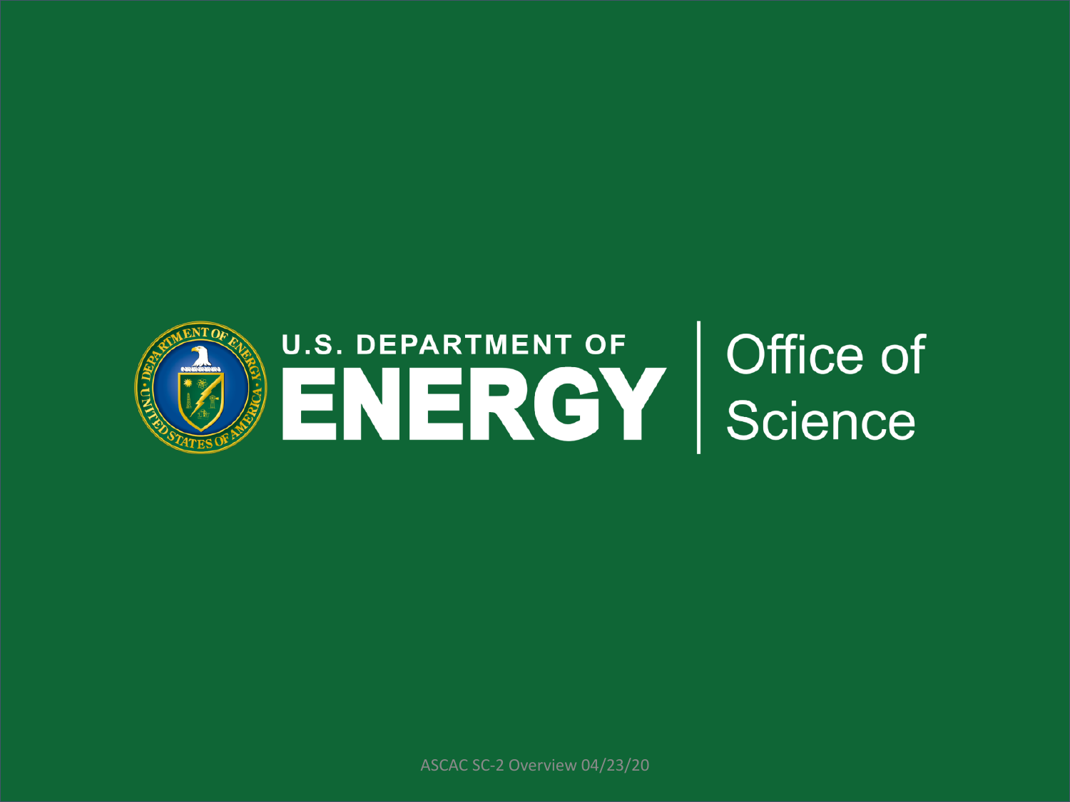U.S. DEPARTMENT OF ENERGY | Office of Science